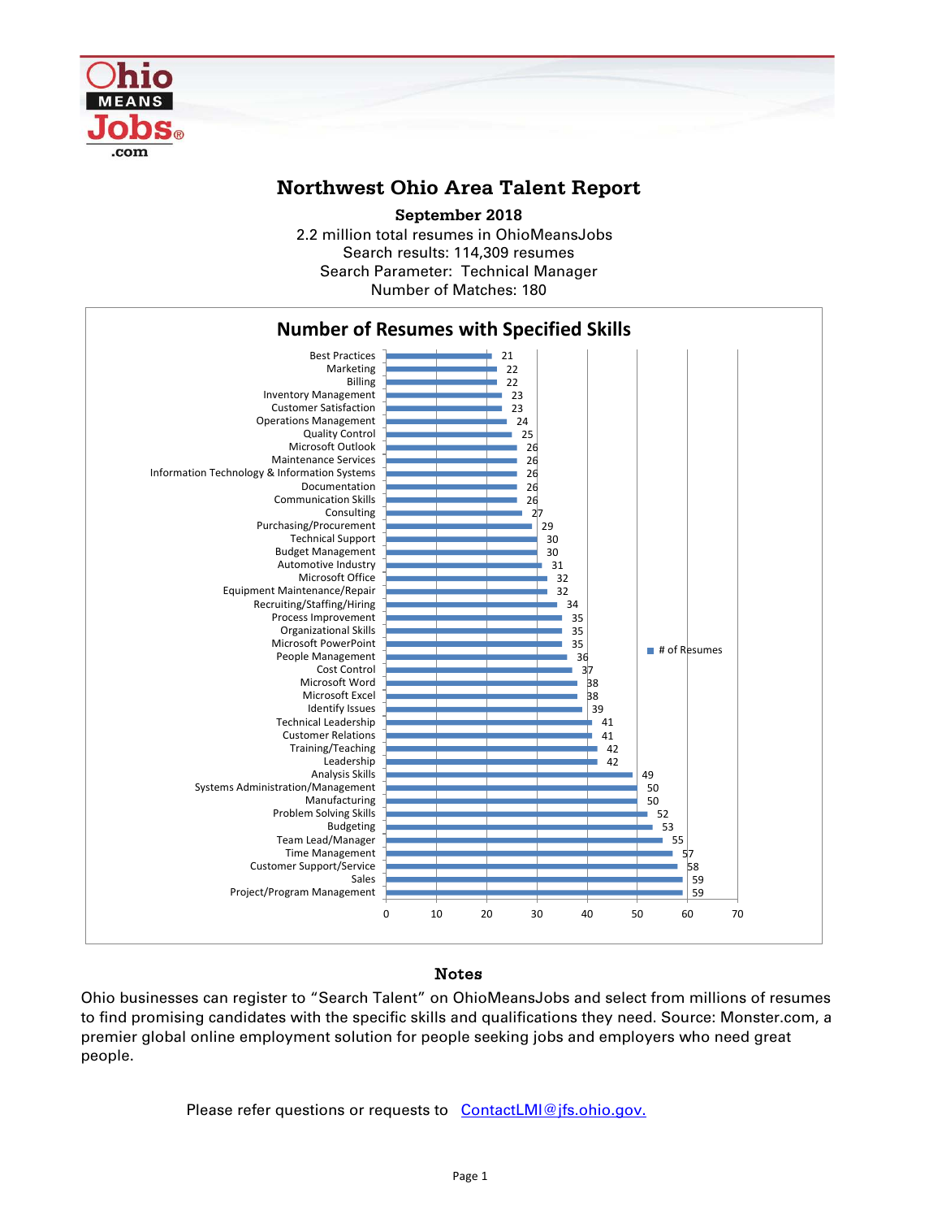# Northwest Ohio Area Talent Report

**September 2018**

2.2 million total resumes in OhioMeansJobs
Search results: 114,309 resumes
Search Parameter: Technical Manager
Number of Matches: 180

## Number of Resumes with Specified Skills

| Skill | # of Resumes |
|---|---|
| Best Practices | 21 |
| Marketing | 22 |
| Billing | 22 |
| Inventory Management | 23 |
| Customer Satisfaction | 23 |
| Operations Management | 24 |
| Quality Control | 25 |
| Microsoft Outlook | 26 |
| Maintenance Services | 26 |
| Information Technology & Information Systems | 26 |
| Documentation | 26 |
| Communication Skills | 26 |
| Consulting | 27 |
| Purchasing/Procurement | 29 |
| Technical Support | 30 |
| Budget Management | 30 |
| Automotive Industry | 31 |
| Microsoft Office | 32 |
| Equipment Maintenance/Repair | 32 |
| Recruiting/Staffing/Hiring | 34 |
| Process Improvement | 35 |
| Organizational Skills | 35 |
| Microsoft PowerPoint | 35 |
| People Management | 36 |
| Cost Control | 37 |
| Microsoft Word | 38 |
| Microsoft Excel | 38 |
| Identify Issues | 39 |
| Technical Leadership | 41 |
| Customer Relations | 41 |
| Training/Teaching | 42 |
| Leadership | 42 |
| Analysis Skills | 49 |
| Systems Administration/Management | 50 |
| Manufacturing | 50 |
| Problem Solving Skills | 52 |
| Budgeting | 53 |
| Team Lead/Manager | 55 |
| Time Management | 57 |
| Customer Support/Service | 58 |
| Sales | 59 |
| Project/Program Management | 59 |

### Notes

Ohio businesses can register to "Search Talent" on OhioMeansJobs and select from millions of resumes to find promising candidates with the specific skills and qualifications they need. Source: Monster.com, a premier global online employment solution for people seeking jobs and employers who need great people.

Please refer questions or requests to ContactLMI@jfs.ohio.gov.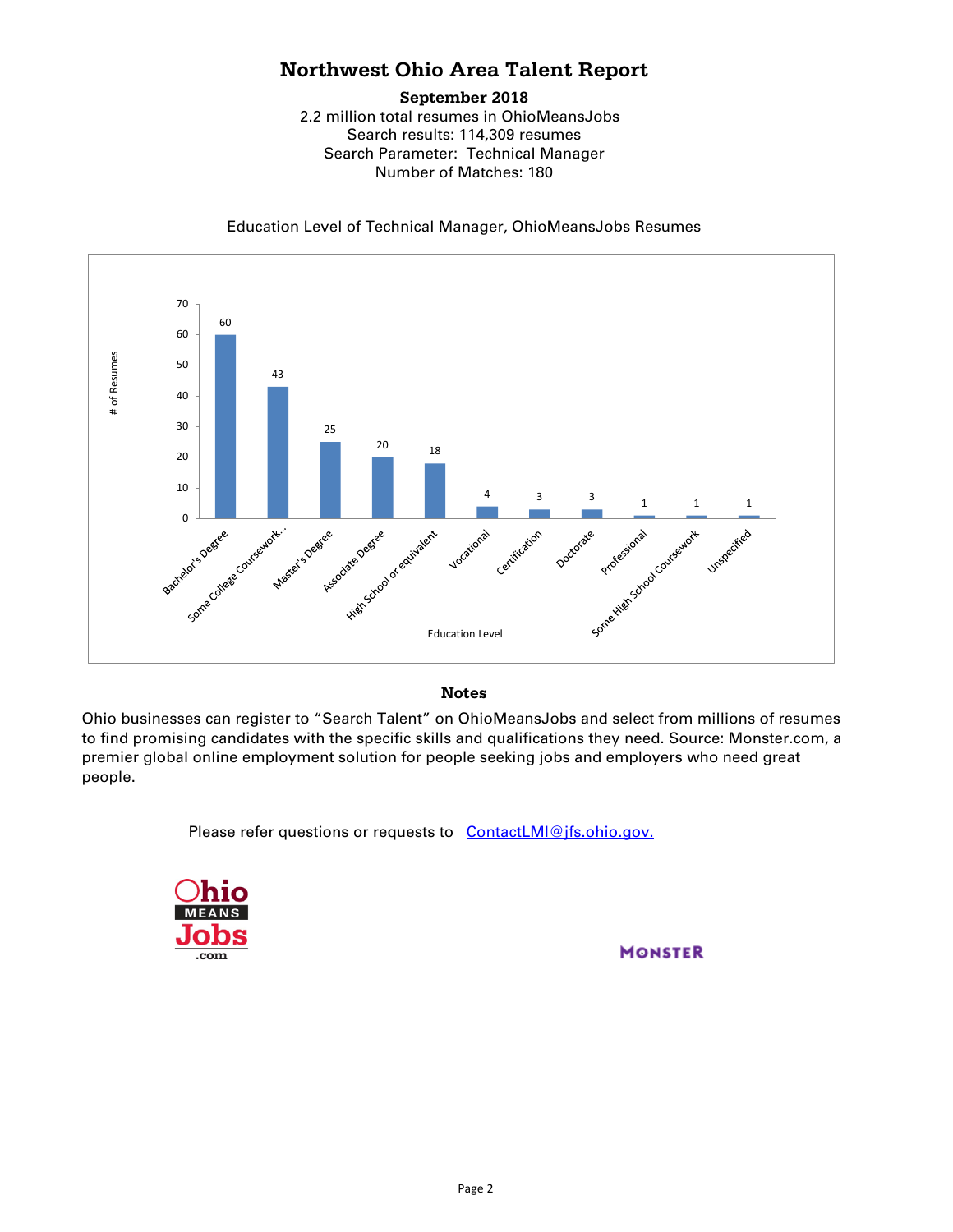# Northwest Ohio Area Talent Report

**September 2018**

2.2 million total resumes in OhioMeansJobs
Search results: 114,309 resumes
Search Parameter: Technical Manager
Number of Matches: 180

Education Level of Technical Manager, OhioMeansJobs Resumes

# of Resumes

70
60
50
40
30
20
10
0

60
43
25
20
18
4
3
3
1
1
1

Bachelor's Degree
Some College Coursework...
Master's Degree
Associate Degree
High School or equivalent
Vocational
Certification
Doctorate
Professional
Some High School Coursework
Unspecified

Education Level

## Notes

Ohio businesses can register to "Search Talent" on OhioMeansJobs and select from millions of resumes to find promising candidates with the specific skills and qualifications they need. Source: Monster.com, a premier global online employment solution for people seeking jobs and employers who need great people.

Please refer questions or requests to [ContactLMI@jfs.ohio.gov.](mailto:ContactLMI@jfs.ohio.gov)

Ohio MEANS Jobs .com

MONSTER